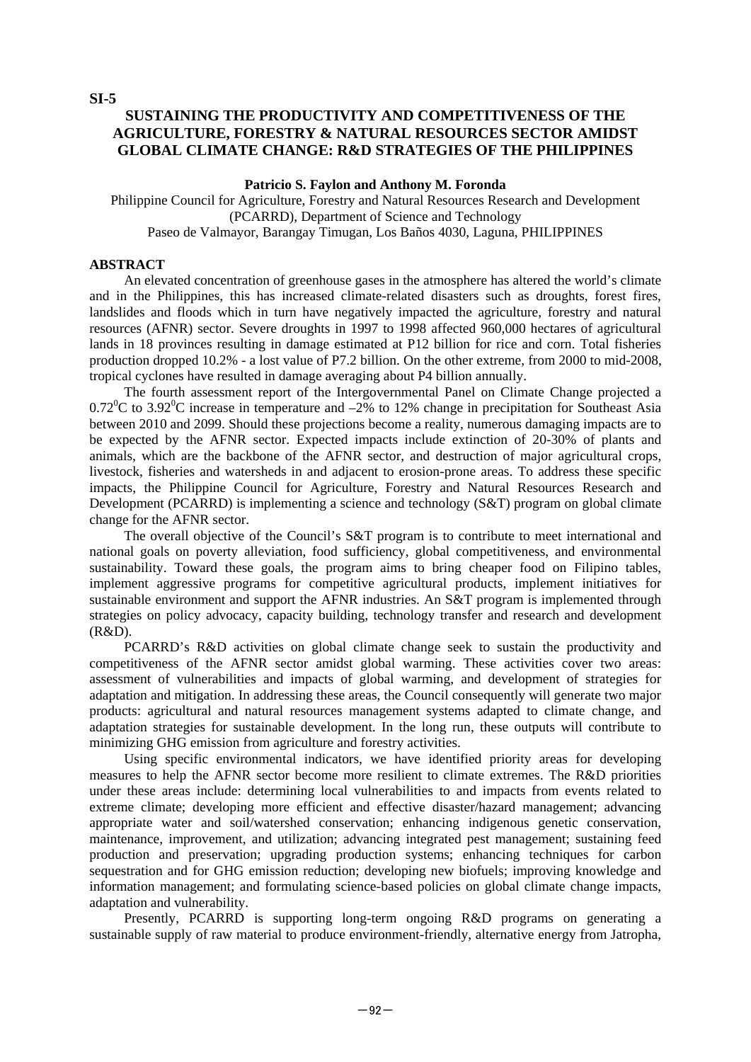**SI-5**

# SUSTAINING THE PRODUCTIVITY AND COMPETITIVENESS OF THE AGRICULTURE, FORESTRY & NATURAL RESOURCES SECTOR AMIDST GLOBAL CLIMATE CHANGE: R&D STRATEGIES OF THE PHILIPPINES

**Patricio S. Faylon and Anthony M. Foronda**

Philippine Council for Agriculture, Forestry and Natural Resources Research and Development (PCARRD), Department of Science and Technology
Paseo de Valmayor, Barangay Timugan, Los Baños 4030, Laguna, PHILIPPINES

## ABSTRACT

An elevated concentration of greenhouse gases in the atmosphere has altered the world's climate and in the Philippines, this has increased climate-related disasters such as droughts, forest fires, landslides and floods which in turn have negatively impacted the agriculture, forestry and natural resources (AFNR) sector. Severe droughts in 1997 to 1998 affected 960,000 hectares of agricultural lands in 18 provinces resulting in damage estimated at P12 billion for rice and corn. Total fisheries production dropped 10.2% - a lost value of P7.2 billion. On the other extreme, from 2000 to mid-2008, tropical cyclones have resulted in damage averaging about P4 billion annually.

The fourth assessment report of the Intergovernmental Panel on Climate Change projected a $0.72^0$C to $3.92^0$C increase in temperature and –2% to 12% change in precipitation for Southeast Asia between 2010 and 2099. Should these projections become a reality, numerous damaging impacts are to be expected by the AFNR sector. Expected impacts include extinction of 20-30% of plants and animals, which are the backbone of the AFNR sector, and destruction of major agricultural crops, livestock, fisheries and watersheds in and adjacent to erosion-prone areas. To address these specific impacts, the Philippine Council for Agriculture, Forestry and Natural Resources Research and Development (PCARRD) is implementing a science and technology (S&T) program on global climate change for the AFNR sector.

The overall objective of the Council's S&T program is to contribute to meet international and national goals on poverty alleviation, food sufficiency, global competitiveness, and environmental sustainability. Toward these goals, the program aims to bring cheaper food on Filipino tables, implement aggressive programs for competitive agricultural products, implement initiatives for sustainable environment and support the AFNR industries. An S&T program is implemented through strategies on policy advocacy, capacity building, technology transfer and research and development (R&D).

PCARRD's R&D activities on global climate change seek to sustain the productivity and competitiveness of the AFNR sector amidst global warming. These activities cover two areas: assessment of vulnerabilities and impacts of global warming, and development of strategies for adaptation and mitigation. In addressing these areas, the Council consequently will generate two major products: agricultural and natural resources management systems adapted to climate change, and adaptation strategies for sustainable development. In the long run, these outputs will contribute to minimizing GHG emission from agriculture and forestry activities.

Using specific environmental indicators, we have identified priority areas for developing measures to help the AFNR sector become more resilient to climate extremes. The R&D priorities under these areas include: determining local vulnerabilities to and impacts from events related to extreme climate; developing more efficient and effective disaster/hazard management; advancing appropriate water and soil/watershed conservation; enhancing indigenous genetic conservation, maintenance, improvement, and utilization; advancing integrated pest management; sustaining feed production and preservation; upgrading production systems; enhancing techniques for carbon sequestration and for GHG emission reduction; developing new biofuels; improving knowledge and information management; and formulating science-based policies on global climate change impacts, adaptation and vulnerability.

Presently, PCARRD is supporting long-term ongoing R&D programs on generating a sustainable supply of raw material to produce environment-friendly, alternative energy from Jatropha,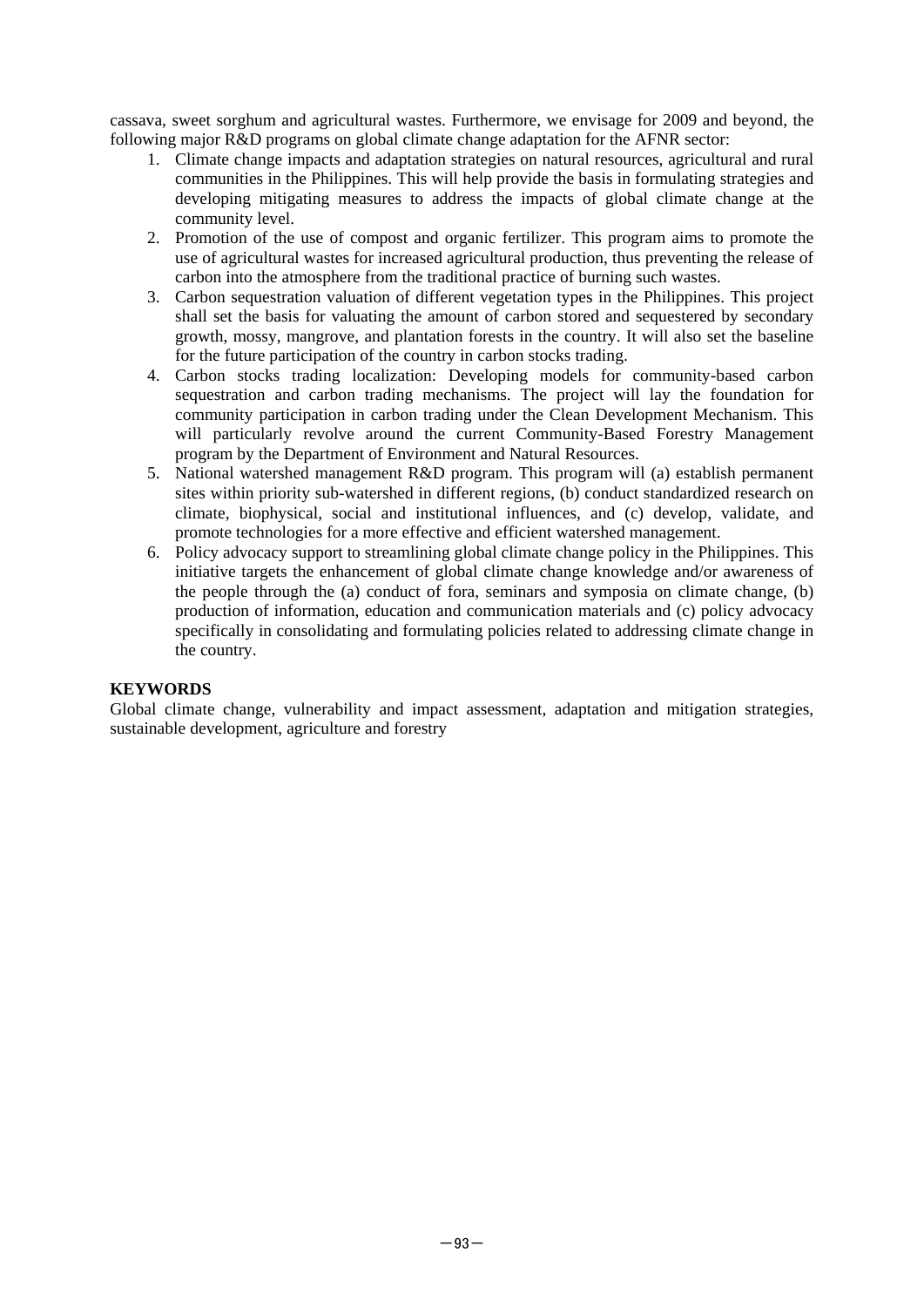cassava, sweet sorghum and agricultural wastes. Furthermore, we envisage for 2009 and beyond, the following major R&D programs on global climate change adaptation for the AFNR sector:

1. Climate change impacts and adaptation strategies on natural resources, agricultural and rural communities in the Philippines. This will help provide the basis in formulating strategies and developing mitigating measures to address the impacts of global climate change at the community level.
2. Promotion of the use of compost and organic fertilizer. This program aims to promote the use of agricultural wastes for increased agricultural production, thus preventing the release of carbon into the atmosphere from the traditional practice of burning such wastes.
3. Carbon sequestration valuation of different vegetation types in the Philippines. This project shall set the basis for valuating the amount of carbon stored and sequestered by secondary growth, mossy, mangrove, and plantation forests in the country. It will also set the baseline for the future participation of the country in carbon stocks trading.
4. Carbon stocks trading localization: Developing models for community-based carbon sequestration and carbon trading mechanisms. The project will lay the foundation for community participation in carbon trading under the Clean Development Mechanism. This will particularly revolve around the current Community-Based Forestry Management program by the Department of Environment and Natural Resources.
5. National watershed management R&D program. This program will (a) establish permanent sites within priority sub-watershed in different regions, (b) conduct standardized research on climate, biophysical, social and institutional influences, and (c) develop, validate, and promote technologies for a more effective and efficient watershed management.
6. Policy advocacy support to streamlining global climate change policy in the Philippines. This initiative targets the enhancement of global climate change knowledge and/or awareness of the people through the (a) conduct of fora, seminars and symposia on climate change, (b) production of information, education and communication materials and (c) policy advocacy specifically in consolidating and formulating policies related to addressing climate change in the country.

**KEYWORDS**

Global climate change, vulnerability and impact assessment, adaptation and mitigation strategies, sustainable development, agriculture and forestry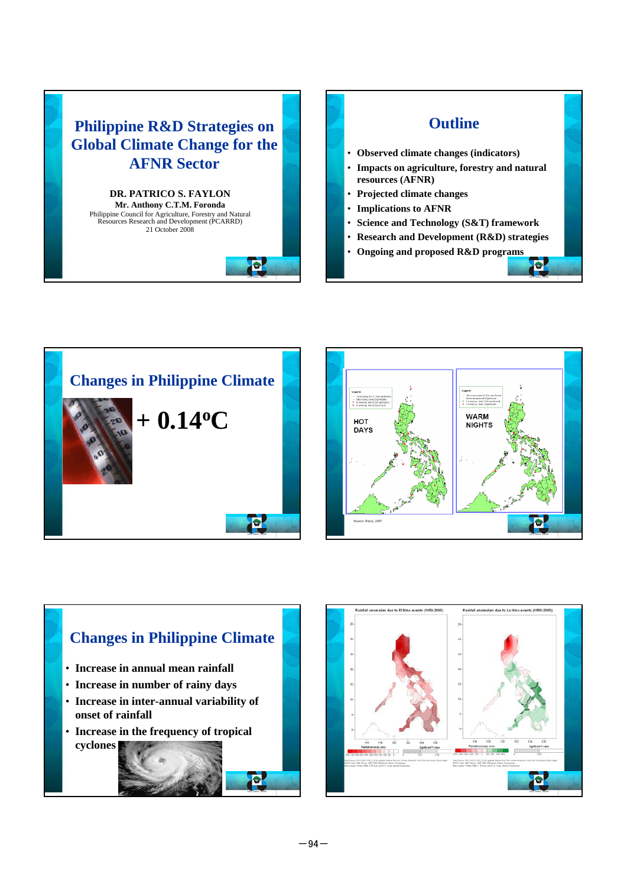# Philippine R&D Strategies on Global Climate Change for the AFNR Sector

**DR. PATRICO S. FAYLON**
**Mr. Anthony C.T.M. Foronda**
Philippine Council for Agriculture, Forestry and Natural Resources Research and Development (PCARRD)
21 October 2008

## Outline

- **Observed climate changes (indicators)**
- **Impacts on agriculture, forestry and natural resources (AFNR)**
- **Projected climate changes**
- **Implications to AFNR**
- **Science and Technology (S&T) framework**
- **Research and Development (R&D) strategies**
- **Ongoing and proposed R&D programs**

## Changes in Philippine Climate

**+ 0.14ºC**

HOT DAYS

WARM NIGHTS

Source: Perez, 2007

## Changes in Philippine Climate

- **Increase in annual mean rainfall**
- **Increase in number of rainy days**
- **Increase in inter-annual variability of onset of rainfall**
- **Increase in the frequency of tropical cyclones**

Rainfall anomalies due to El Nino events (1950-2000)

Rainfall anomalies due to La Nina events (1950-2000)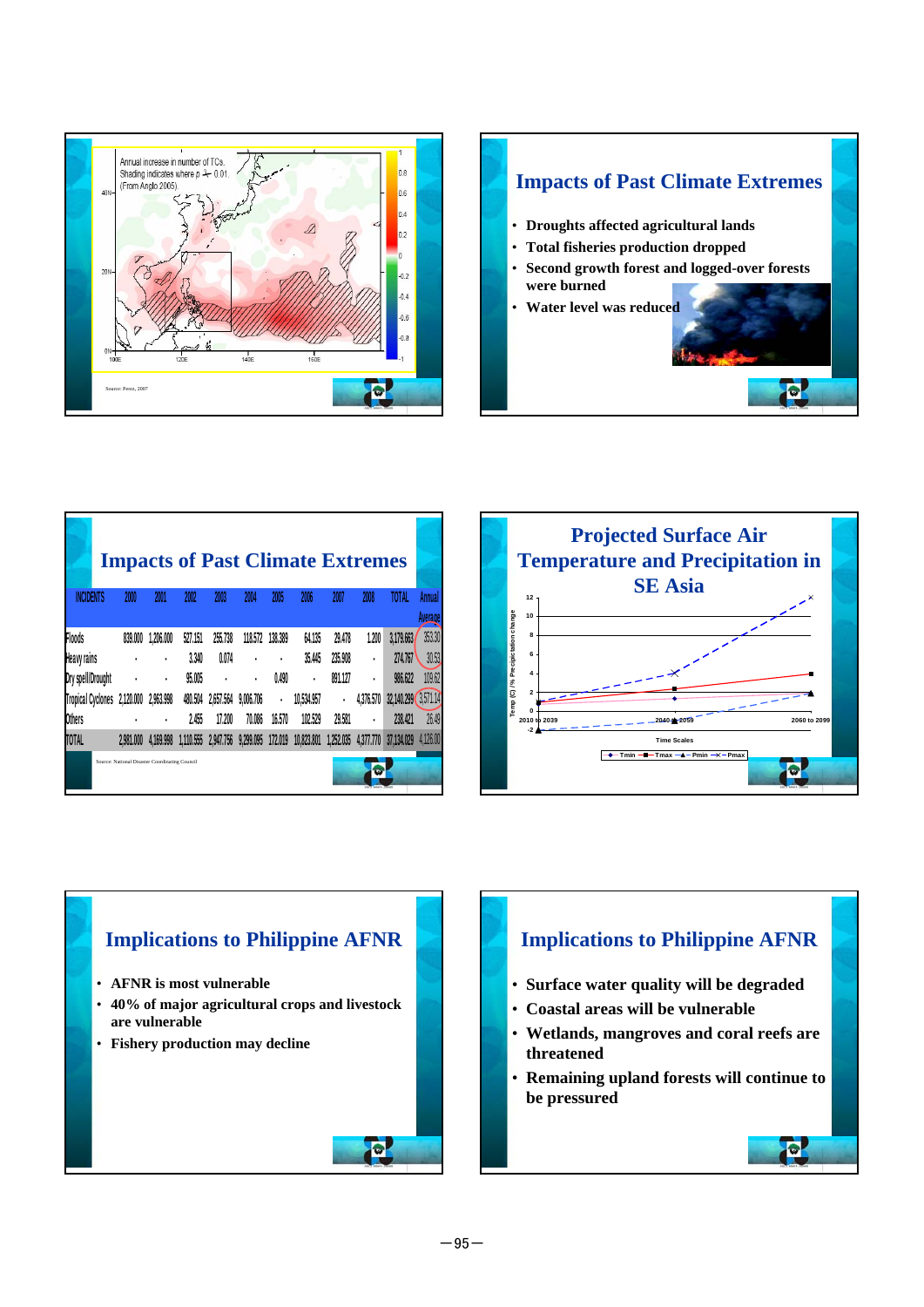Annual increase in number of TCs. Shading indicates where p < 0.01. (From Anglo 2005)

Source: Perez, 2007

## Impacts of Past Climate Extremes

- Droughts affected agricultural lands
- Total fisheries production dropped
- Second growth forest and logged-over forests were burned
- Water level was reduced

## Impacts of Past Climate Extremes

| INCIDENTS | 2000 | 2001 | 2002 | 2003 | 2004 | 2005 | 2006 | 2007 | 2008 | TOTAL | Annual Average |
|---|---|---|---|---|---|---|---|---|---|---|---|
| Floods | 839.000 | 1,206.000 | 527.151 | 255.738 | 118.572 | 138.389 | 64.135 | 29.478 | 1.200 | 3,179.663 | 353.30 |
| Heavy rains | - | - | 3.340 | 0.074 | - | - | 35.445 | 235.908 | - | 274.767 | 30.53 |
| Dry spell/Drought | - | - | 95.005 | - | - | 0.490 | - | 891.127 | - | 986.622 | 109.62 |
| Tropical Cyclones | 2,120.000 | 2,963.998 | 480.504 | 2,657.564 | 9,006.706 | - | 10,534.957 | - | 4,376.570 | 32,140.299 | 3,571.14 |
| Others | - | - | 2.455 | 17.200 | 70.086 | 16.570 | 102.529 | 29.581 | - | 238.421 | 26.49 |
| TOTAL | 2,981.000 | 4,169.998 | 1,110.555 | 2,947.756 | 9,299.095 | 172.019 | 10,823.801 | 1,252.035 | 4,377.770 | 37,134.029 | 4,126.00 |

Source: National Disaster Coordinating Council

## Projected Surface Air Temperature and Precipitation in SE Asia

Temp (C) / % Precipitation change

Time Scales: 2010 to 2039, 2040 to 2059, 2060 to 2099

Tmin, Tmax, Pmin, Pmax

## Implications to Philippine AFNR

- AFNR is most vulnerable
- 40% of major agricultural crops and livestock are vulnerable
- Fishery production may decline

## Implications to Philippine AFNR

- Surface water quality will be degraded
- Coastal areas will be vulnerable
- Wetlands, mangroves and coral reefs are threatened
- Remaining upland forests will continue to be pressured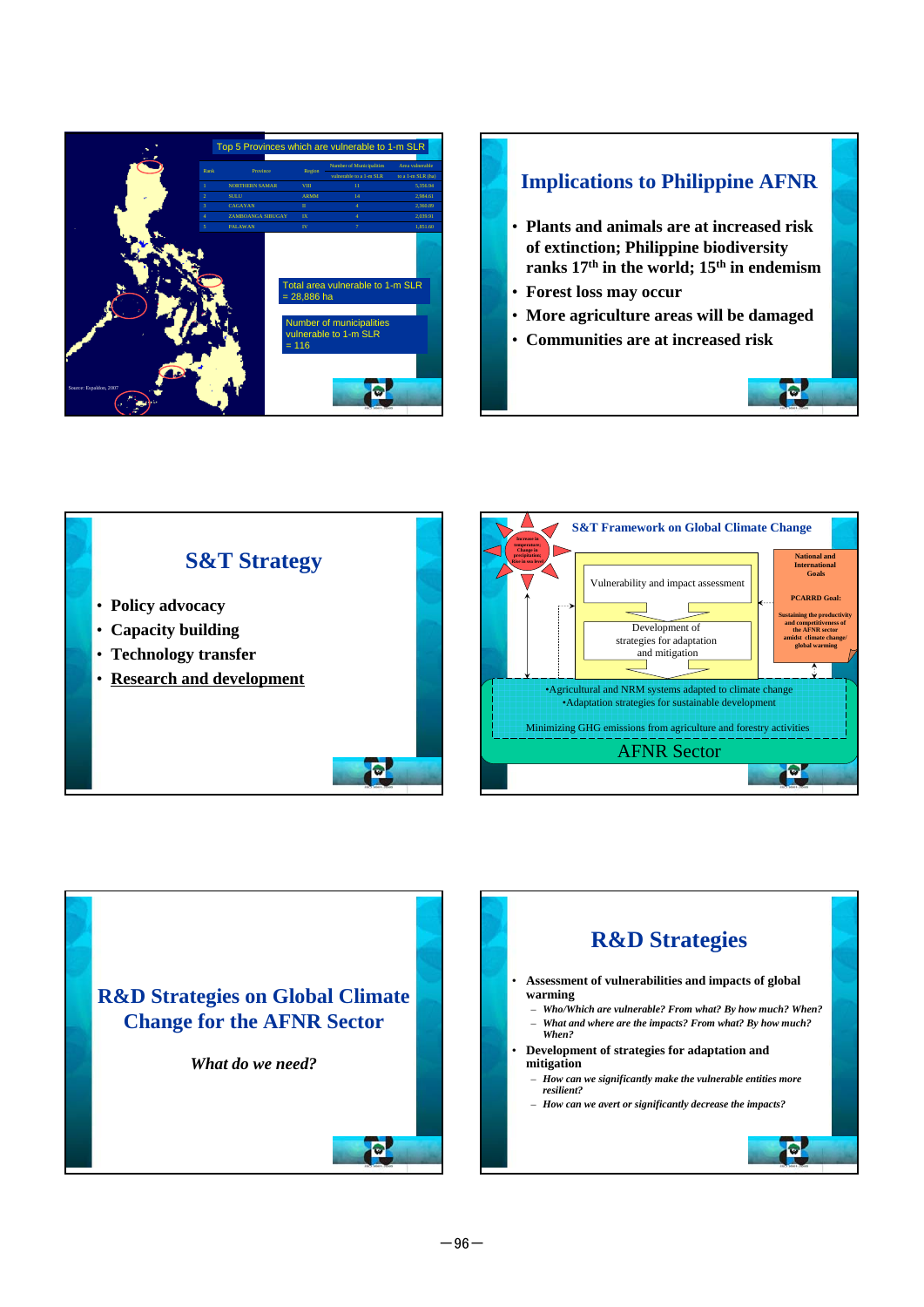## Top 5 Provinces which are vulnerable to 1-m SLR

| Rank | Province | Region | Number of Municipalities vulnerable to a 1-m SLR | Area vulnerable to a 1-m SLR (ha) |
|---|---|---|---|---|
| 1 | NORTHERN SAMAR | VIII | 11 | 5,350.94 |
| 2 | SULU | ARMM | 14 | 2,984.61 |
| 3 | CAGAYAN | II | 4 | 2,160.09 |
| 4 | ZAMBOANGA SIBUGAY | IX | 4 | 2,039.91 |
| 5 | PALAWAN | IV | 7 | 1,851.60 |

Total area vulnerable to 1-m SLR = 28,886 ha

Number of municipalities vulnerable to 1-m SLR = 116

Source: Espaldon, 2007

## Implications to Philippine AFNR

- Plants and animals are at increased risk of extinction; Philippine biodiversity ranks 17th in the world; 15th in endemism
- Forest loss may occur
- More agriculture areas will be damaged
- Communities are at increased risk

## S&T Strategy

- Policy advocacy
- Capacity building
- Technology transfer
- Research and development

## S&T Framework on Global Climate Change

Increase in temperature; Change in precipitation; Rise in sea level

Vulnerability and impact assessment

Development of strategies for adaptation and mitigation

National and International Goals

PCARRD Goal: Sustaining the productivity and competitiveness of the AFNR sector amidst climate change/ global warming

•Agricultural and NRM systems adapted to climate change
•Adaptation strategies for sustainable development

Minimizing GHG emissions from agriculture and forestry activities

AFNR Sector

## R&D Strategies on Global Climate Change for the AFNR Sector

*What do we need?*

## R&D Strategies

- Assessment of vulnerabilities and impacts of global warming
  - *Who/Which are vulnerable? From what? By how much? When?*
  - *What and where are the impacts? From what? By how much? When?*
- Development of strategies for adaptation and mitigation
  - *How can we significantly make the vulnerable entities more resilient?*
  - *How can we avert or significantly decrease the impacts?*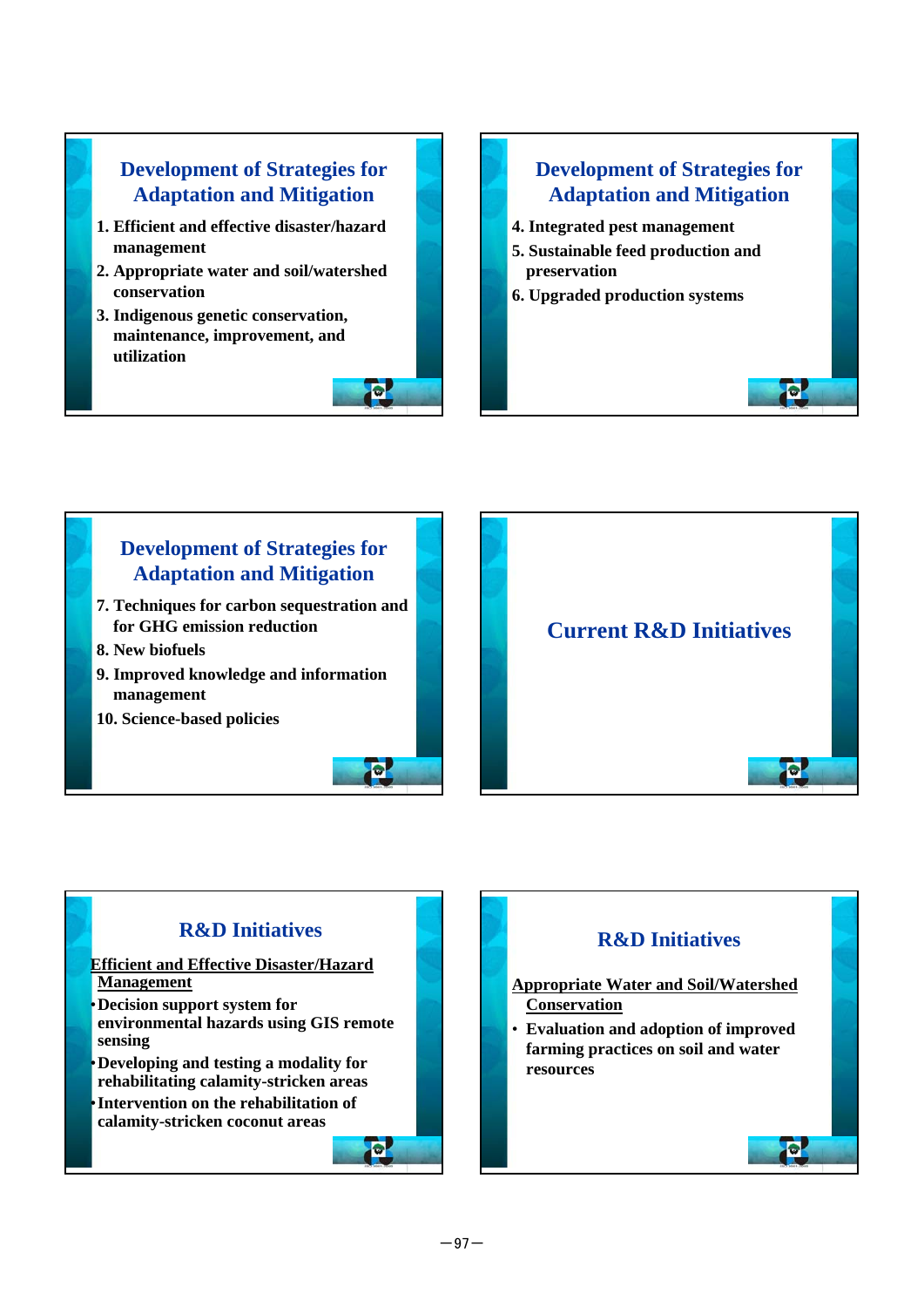## Development of Strategies for Adaptation and Mitigation

1. Efficient and effective disaster/hazard management
2. Appropriate water and soil/watershed conservation
3. Indigenous genetic conservation, maintenance, improvement, and utilization

## Development of Strategies for Adaptation and Mitigation

4. Integrated pest management
5. Sustainable feed production and preservation
6. Upgraded production systems

## Development of Strategies for Adaptation and Mitigation

7. Techniques for carbon sequestration and for GHG emission reduction
8. New biofuels
9. Improved knowledge and information management
10. Science-based policies

## Current R&D Initiatives

## R&D Initiatives

Efficient and Effective Disaster/Hazard Management

- Decision support system for environmental hazards using GIS remote sensing
- Developing and testing a modality for rehabilitating calamity-stricken areas
- Intervention on the rehabilitation of calamity-stricken coconut areas

## R&D Initiatives

Appropriate Water and Soil/Watershed Conservation

- Evaluation and adoption of improved farming practices on soil and water resources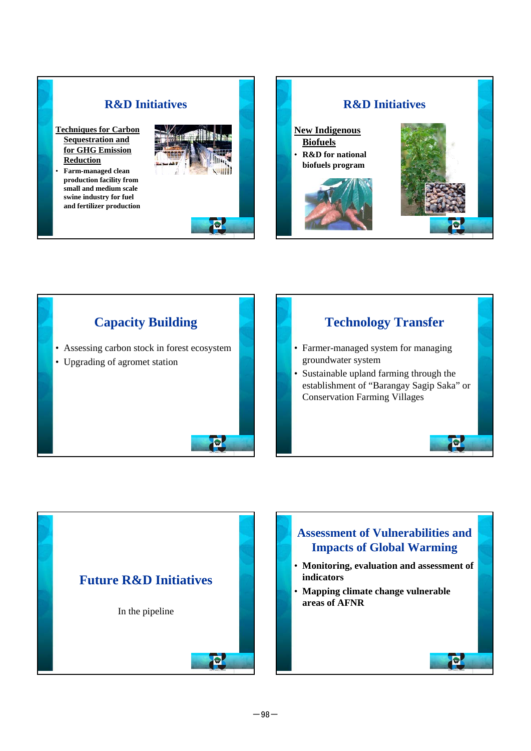## R&D Initiatives

**Techniques for Carbon Sequestration and for GHG Emission Reduction**

- **Farm-managed clean production facility from small and medium scale swine industry for fuel and fertilizer production**

## R&D Initiatives

**New Indigenous Biofuels**

- **R&D for national biofuels program**

## Capacity Building

- Assessing carbon stock in forest ecosystem
- Upgrading of agromet station

## Technology Transfer

- Farmer-managed system for managing groundwater system
- Sustainable upland farming through the establishment of "Barangay Sagip Saka" or Conservation Farming Villages

## Future R&D Initiatives

In the pipeline

## Assessment of Vulnerabilities and Impacts of Global Warming

- **Monitoring, evaluation and assessment of indicators**
- **Mapping climate change vulnerable areas of AFNR**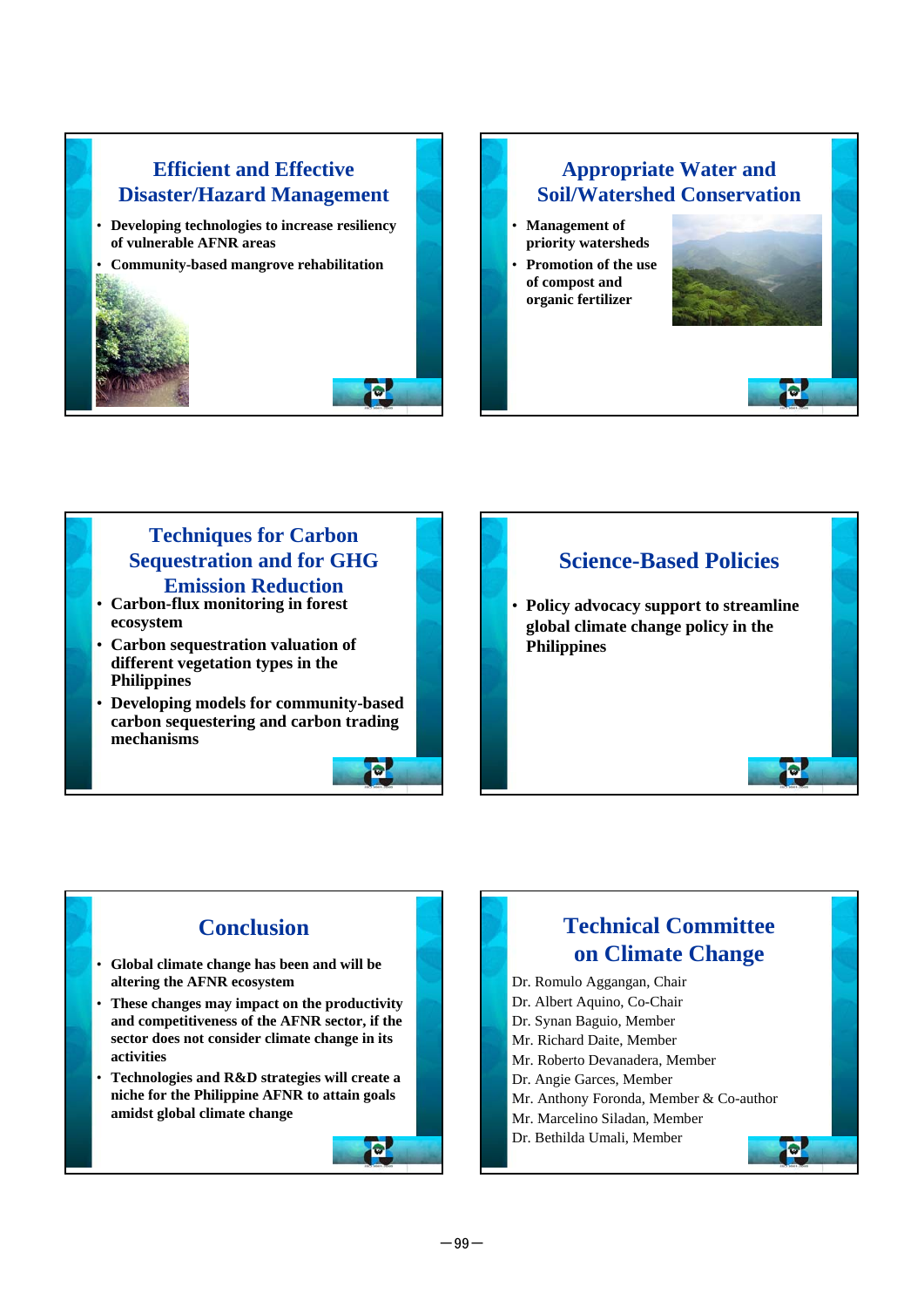## Efficient and Effective Disaster/Hazard Management

- Developing technologies to increase resiliency of vulnerable AFNR areas
- Community-based mangrove rehabilitation

## Appropriate Water and Soil/Watershed Conservation

- Management of priority watersheds
- Promotion of the use of compost and organic fertilizer

## Techniques for Carbon Sequestration and for GHG Emission Reduction

- Carbon-flux monitoring in forest ecosystem
- Carbon sequestration valuation of different vegetation types in the Philippines
- Developing models for community-based carbon sequestering and carbon trading mechanisms

## Science-Based Policies

- Policy advocacy support to streamline global climate change policy in the Philippines

## Conclusion

- Global climate change has been and will be altering the AFNR ecosystem
- These changes may impact on the productivity and competitiveness of the AFNR sector, if the sector does not consider climate change in its activities
- Technologies and R&D strategies will create a niche for the Philippine AFNR to attain goals amidst global climate change

## Technical Committee on Climate Change

Dr. Romulo Aggangan, Chair
Dr. Albert Aquino, Co-Chair
Dr. Synan Baguio, Member
Mr. Richard Daite, Member
Mr. Roberto Devanadera, Member
Dr. Angie Garces, Member
Mr. Anthony Foronda, Member & Co-author
Mr. Marcelino Siladan, Member
Dr. Bethilda Umali, Member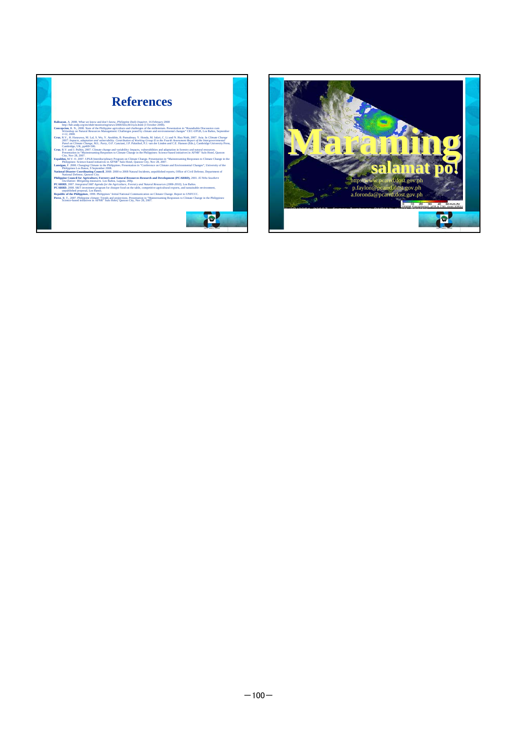# References

**Balleacan**, A. 2008. What we know and don't know. *Philippine Daily Inquirer*, 16 February 2008 http://hdr.undp.org/en/nhdr/monitoring/news/2008/title,8414,en.html (3 October 2008).

**Concepcion**, R. N., 2008. State of the Philippine agriculture and challenges of the millennium. Presentation in "Roundtable Discussion cum Writeshop on Natural Resources Management: Challenges posed by climate and environmental changes" CEC-UPLB, Los Baños, September 2-12, 2008.

**Cruz**, R.V., H. Harasawa, M. Lal, S. Wu, Y. Anokhin, B. Punsalmaa, Y. Honda, M. Jafari, C. Li and N. Huu Ninh, 2007. Asia. In *Climate Change 2007: Impacts, adaptation and vulnerability. Contribution of Working Group II to the Fourth Assessment Report of the Intergovernmental Panel on Climate Change*, M.L. Parry, O.F. Canziani, J.P. Palutikof, P.J. van der Linden and C.E. Hanson (Eds.), Cambridge University Press, Cambridge, UK, pp469-506.

**Cruz**, R.V. and J. Pulhin. 2007. Climate change and variability: Impacts, vulnerabilities and adaptation in forestry and natural resources. Presentation in "Mainstreaming Responses to Climate Change in the Philippines: Science-based initiatives in AFNR" Sulo Hotel, Quezon City, Nov 28, 2007.

**Espaldon**, M.V. O. 2007. UPLB Interdisciplinary Program on Climate Change. Presentation in "Mainstreaming Responses to Climate Change in the Philippines: Science-based initiatives in AFNR" Sulo Hotel, Quezon City, Nov 28, 2007.

**Lansigan**, F. 2008. Changing Climate in the Philippines. Presentation in "Conference on Climate and Environmental Changes", University of the Philippines Los Banos, 9 September 2008.

**National Disaster Coordinating Council**, 2008: 2000 to 2008 Natural Incidents, unpublished reports, Office of Civil Defense, Department of National Defense, Quezon City.

**Philippine Council for Agriculture, Forestry and Natural Resources Research and Development (PCARRD)**, 2001. *El Niño Southern Oscillation: Mitigating measures*. Los Baños, Laguna, 269p.

**PCARRD**, 2007. *Integrated S&T Agenda for the Agriculture, Forestry and Natural Resources (2006-2010)*, Los Baños.

**PCARRD**, 2008. S&T investment program for cheaper food on the table, competitive agricultural exports, and sustainable environment, unpublished proposal, Los Banos.

**Republic of the Philippines**, 1999. Philippines' Initial National Communication on Climate Change. Report to UNFCCC.

**Perez**, R. T., 2007. Philippine climate: Trends and projections. Presentation in "Mainstreaming Responses to Climate Change in the Philippines: Science-based initiatives in AFNR" Sulo Hotel, Quezon City, Nov 28, 2007.

# Maraming salamat po!

https://www.pcarrd.dost.gov.ph
p.faylon@pcarrd.dost.gov.ph
a.foronda@pcarrd.dost.gov.ph